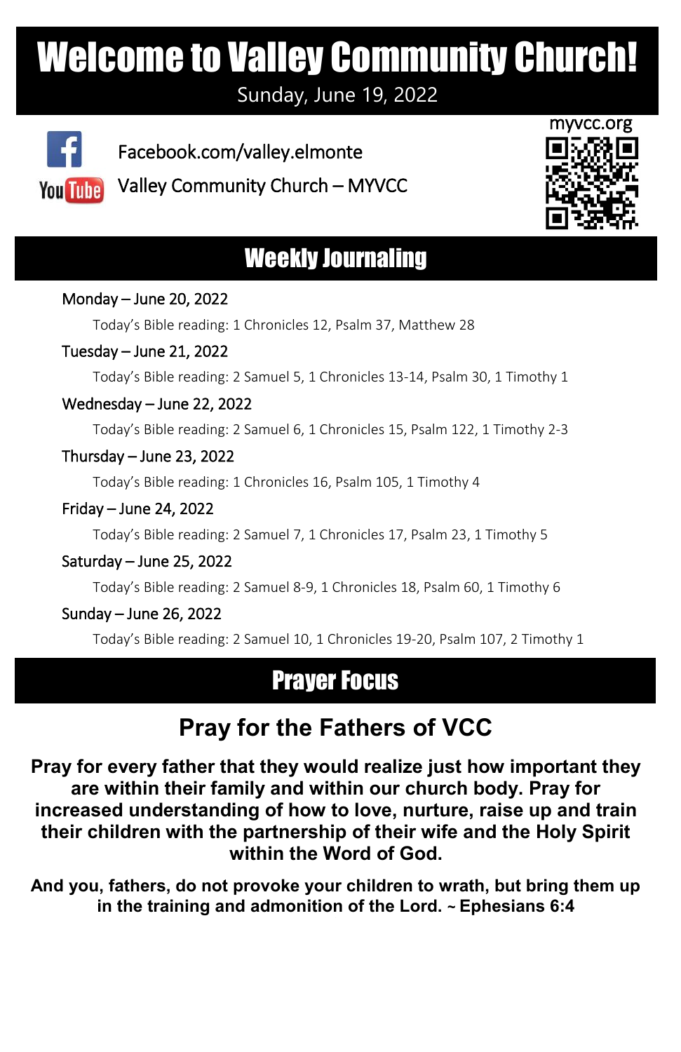# Welcome to Valley Community Church!

Sunday, June 19, 2022

Facebook.com/valley.elmonte

Valley Community Church – MYVCC

myvcc.org

## Weekly Journaling

**Monday – June 20, 2022**

Today's Bible reading: 1 Chronicles 12, Psalm 37, Matthew 28

**Tuesday – June 21, 2022**

Today's Bible reading: 2 Samuel 5, 1 Chronicles 13-14, Psalm 30, 1 Timothy 1

**Wednesday – June 22, 2022**

Today's Bible reading: 2 Samuel 6, 1 Chronicles 15, Psalm 122, 1 Timothy 2-3

**Thursday – June 23, 2022**

Today's Bible reading: 1 Chronicles 16, Psalm 105, 1 Timothy 4

**Friday – June 24, 2022**

Today's Bible reading: 2 Samuel 7, 1 Chronicles 17, Psalm 23, 1 Timothy 5

**Saturday – June 25, 2022**

Today's Bible reading: 2 Samuel 8-9, 1 Chronicles 18, Psalm 60, 1 Timothy 6

**Sunday – June 26, 2022**

Today's Bible reading: 2 Samuel 10, 1 Chronicles 19-20, Psalm 107, 2 Timothy 1

## Prayer Focus

### Pray for the Fathers of VCC

**Pray for every father that they would realize just how important they are within their family and within our church body. Pray for increased understanding of how to love, nurture, raise up and train their children with the partnership of their wife and the Holy Spirit within the Word of God.**

**And you, fathers, do not provoke your children to wrath, but bring them up in the training and admonition of the Lord. ~ Ephesians 6:4**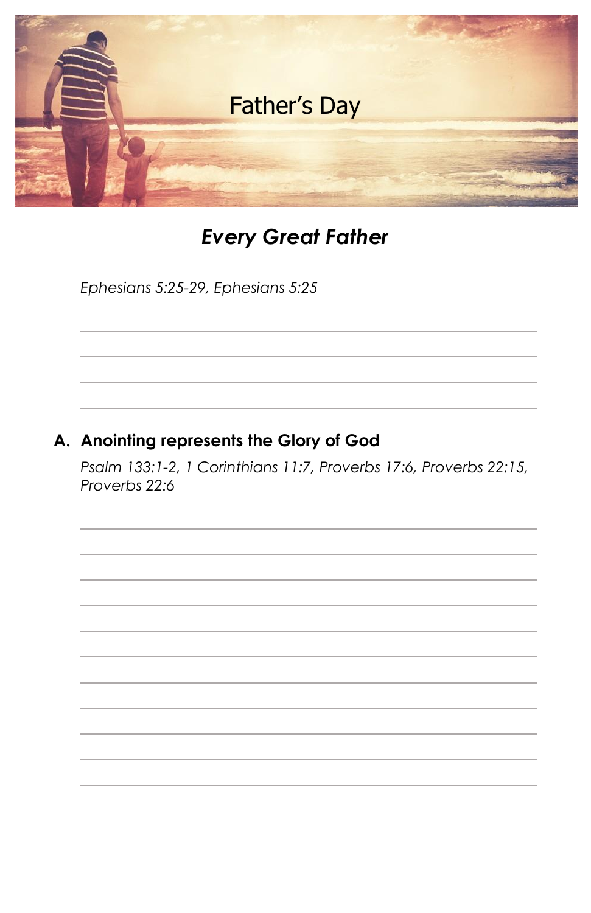Father's Day

## *Every Great Father*

*Ephesians 5:25-29, Ephesians 5:25*

### A. Anointing represents the Glory of God

*Psalm 133:1-2, 1 Corinthians 11:7, Proverbs 17:6, Proverbs 22:15, Proverbs 22:6*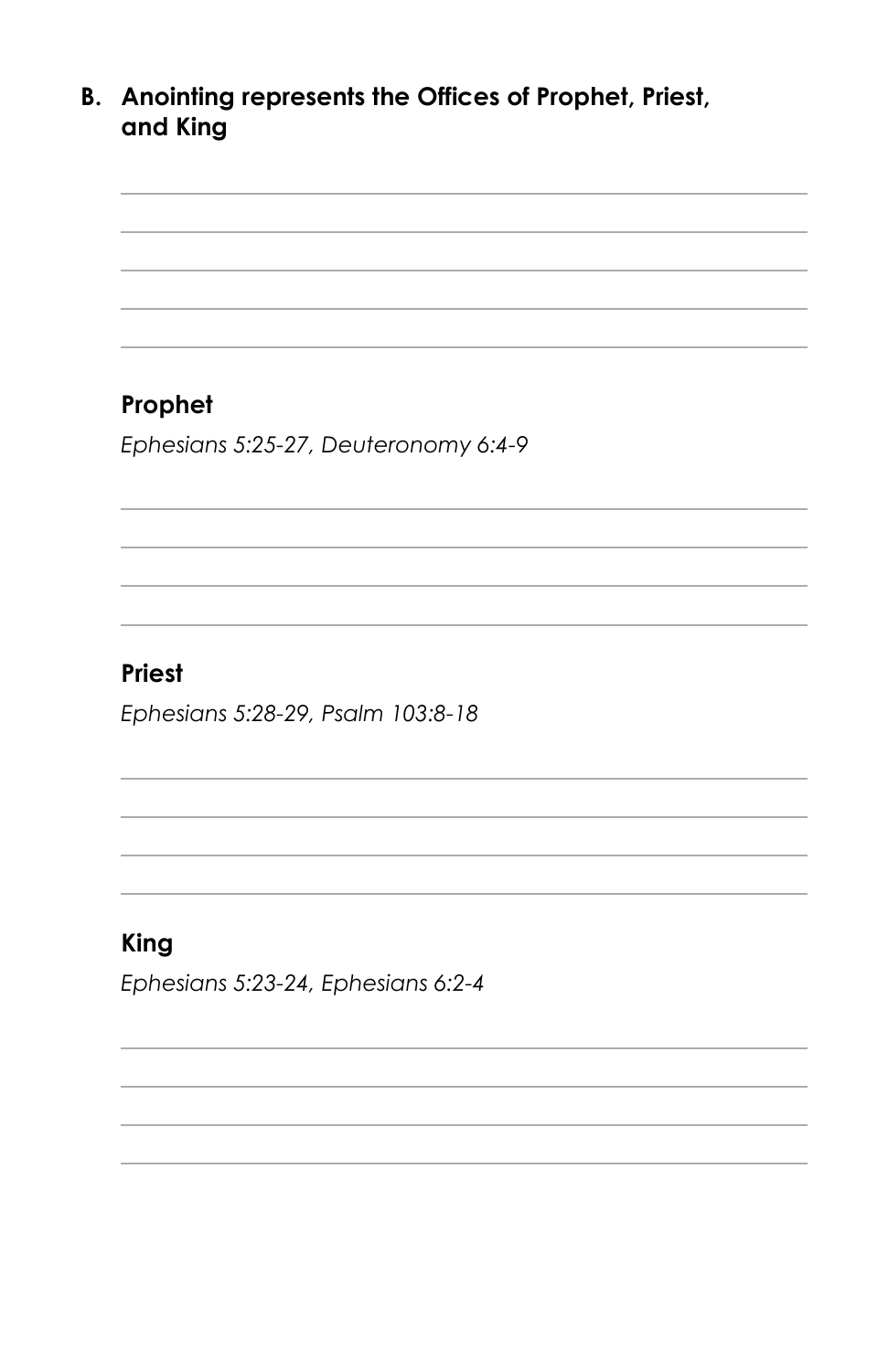## B. Anointing represents the Offices of Prophet, Priest, and King

### Prophet

*Ephesians 5:25-27, Deuteronomy 6:4-9*

### Priest

*Ephesians 5:28-29, Psalm 103:8-18*

### King

*Ephesians 5:23-24, Ephesians 6:2-4*